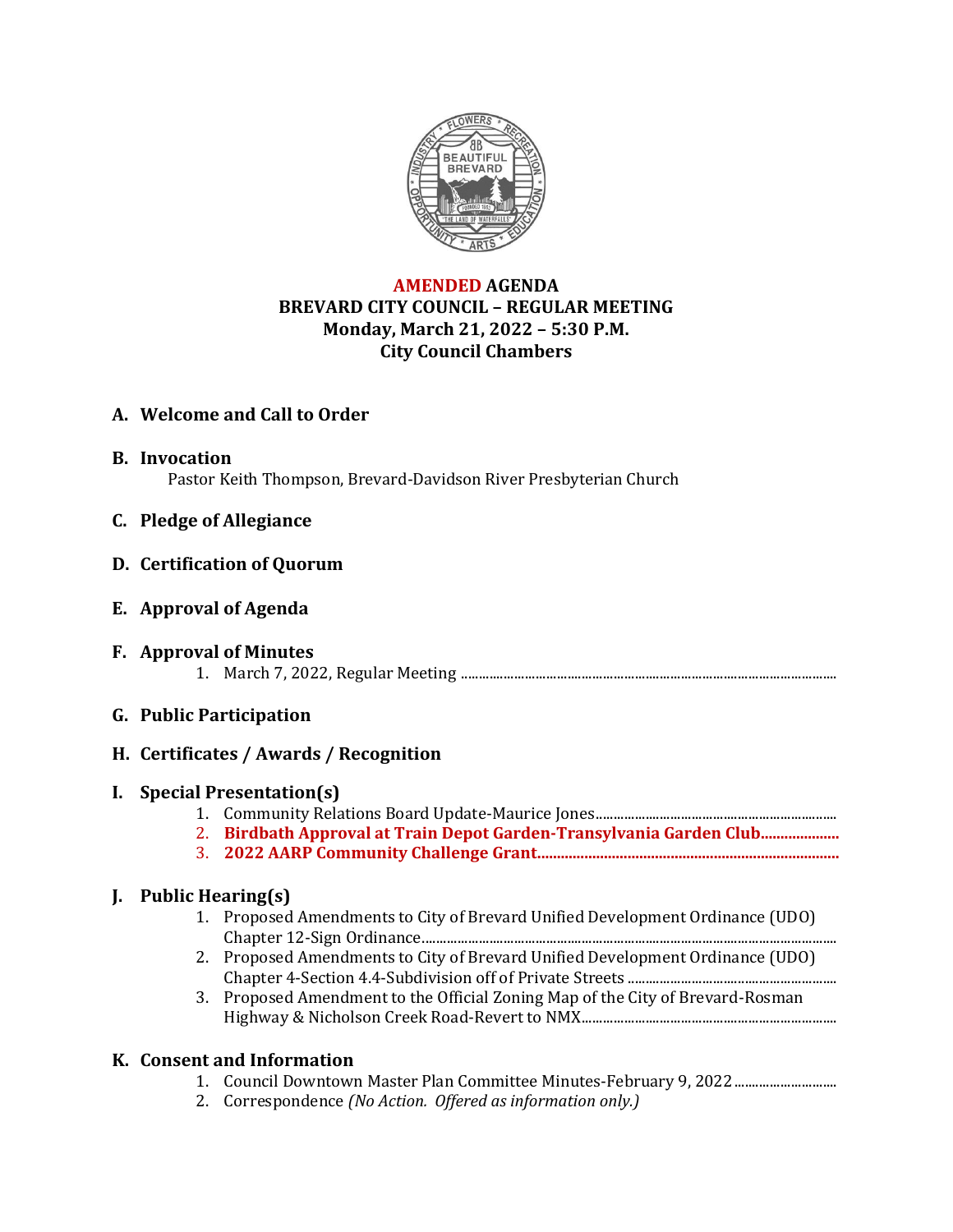**AMENDED AGENDA**
**BREVARD CITY COUNCIL – REGULAR MEETING**
**Monday, March 21, 2022 – 5:30 P.M.**
**City Council Chambers**

## A. Welcome and Call to Order

## B. Invocation

Pastor Keith Thompson, Brevard-Davidson River Presbyterian Church

## C. Pledge of Allegiance

## D. Certification of Quorum

## E. Approval of Agenda

## F. Approval of Minutes

1. March 7, 2022, Regular Meeting

## G. Public Participation

## H. Certificates / Awards / Recognition

## I. Special Presentation(s)

1. Community Relations Board Update-Maurice Jones
2. **Birdbath Approval at Train Depot Garden-Transylvania Garden Club**
3. **2022 AARP Community Challenge Grant**

## J. Public Hearing(s)

1. Proposed Amendments to City of Brevard Unified Development Ordinance (UDO) Chapter 12-Sign Ordinance
2. Proposed Amendments to City of Brevard Unified Development Ordinance (UDO) Chapter 4-Section 4.4-Subdivision off of Private Streets
3. Proposed Amendment to the Official Zoning Map of the City of Brevard-Rosman Highway & Nicholson Creek Road-Revert to NMX

## K. Consent and Information

1. Council Downtown Master Plan Committee Minutes-February 9, 2022
2. Correspondence *(No Action. Offered as information only.)*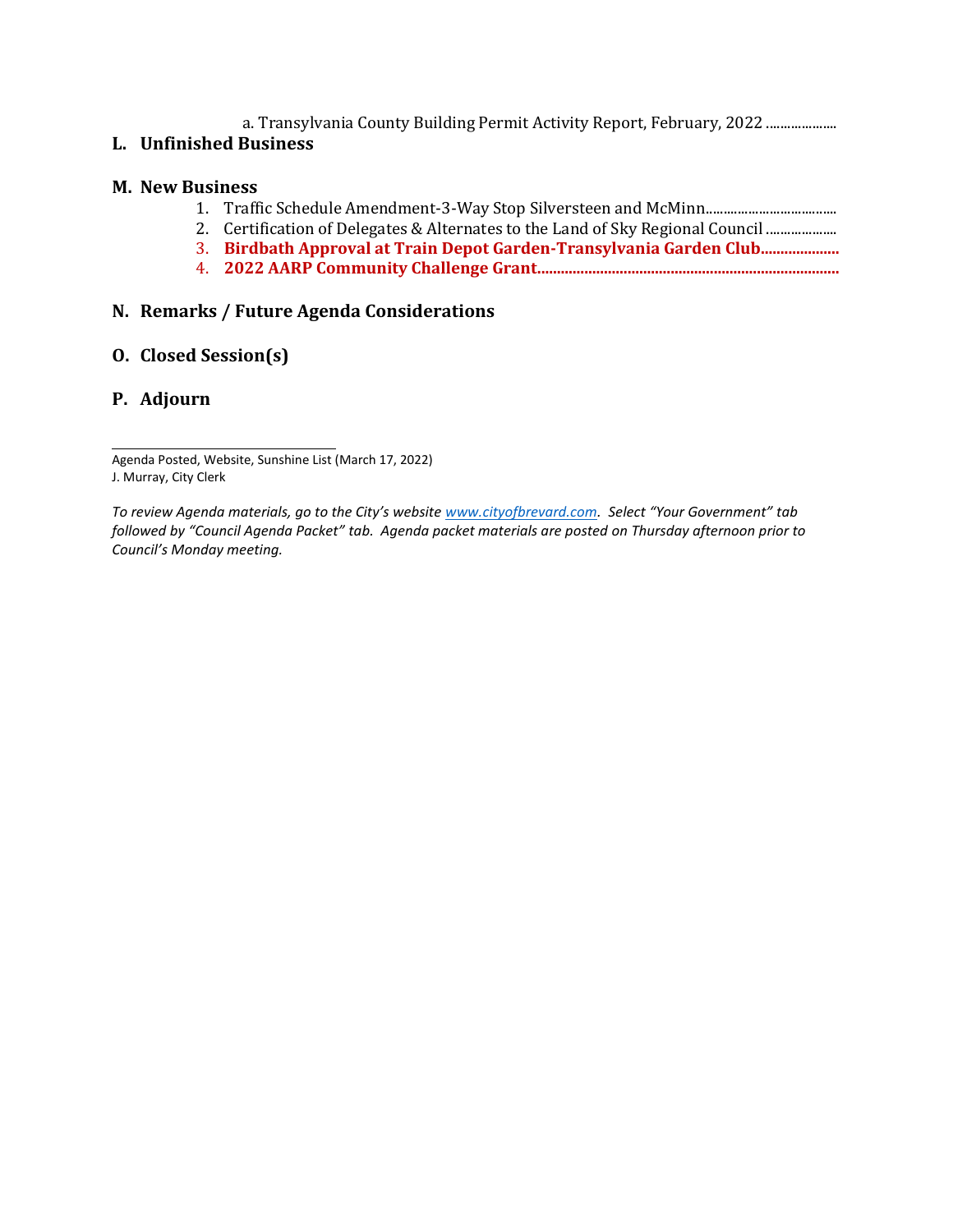a. Transylvania County Building Permit Activity Report, February, 2022 ....................

## L. Unfinished Business

## M. New Business

1. Traffic Schedule Amendment-3-Way Stop Silversteen and McMinn....................................
2. Certification of Delegates & Alternates to the Land of Sky Regional Council ....................
3. **Birdbath Approval at Train Depot Garden-Transylvania Garden Club....................**
4. **2022 AARP Community Challenge Grant............................................................................**

## N. Remarks / Future Agenda Considerations

## O. Closed Session(s)

## P. Adjourn

Agenda Posted, Website, Sunshine List (March 17, 2022)
J. Murray, City Clerk

*To review Agenda materials, go to the City's website www.cityofbrevard.com. Select "Your Government" tab followed by "Council Agenda Packet" tab. Agenda packet materials are posted on Thursday afternoon prior to Council's Monday meeting.*